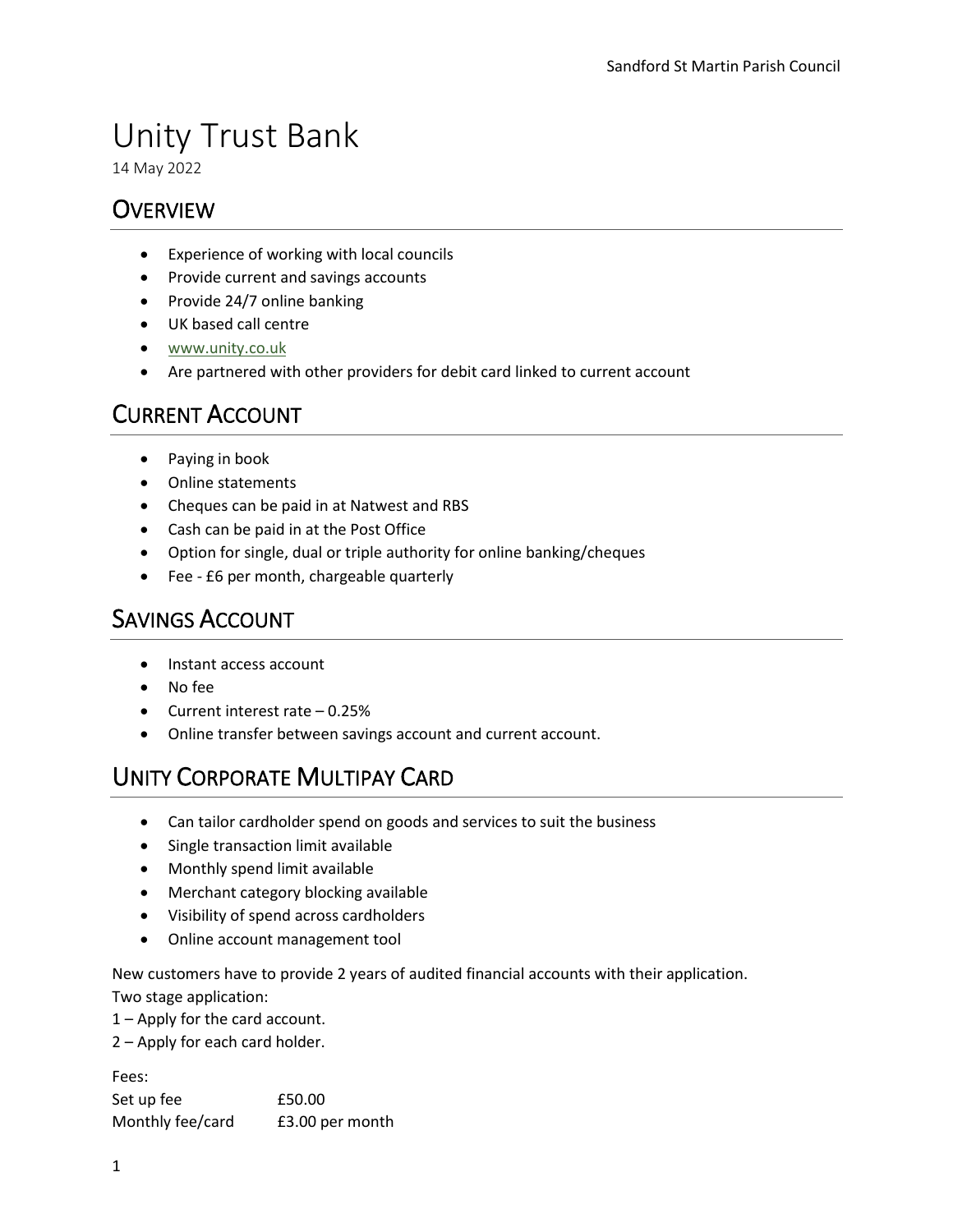# Unity Trust Bank

14 May 2022

## Overview

- Experience of working with local councils
- Provide current and savings accounts
- Provide 24/7 online banking
- UK based call centre
- www.unity.co.uk
- Are partnered with other providers for debit card linked to current account

## Current Account

- Paying in book
- Online statements
- Cheques can be paid in at Natwest and RBS
- Cash can be paid in at the Post Office
- Option for single, dual or triple authority for online banking/cheques
- Fee - £6 per month, chargeable quarterly

## Savings Account

- Instant access account
- No fee
- Current interest rate – 0.25%
- Online transfer between savings account and current account.

## Unity Corporate Multipay Card

- Can tailor cardholder spend on goods and services to suit the business
- Single transaction limit available
- Monthly spend limit available
- Merchant category blocking available
- Visibility of spend across cardholders
- Online account management tool

New customers have to provide 2 years of audited financial accounts with their application.
Two stage application:
1 – Apply for the card account.
2 – Apply for each card holder.

Fees:

| | |
|---|---|
| Set up fee | £50.00 |
| Monthly fee/card | £3.00 per month |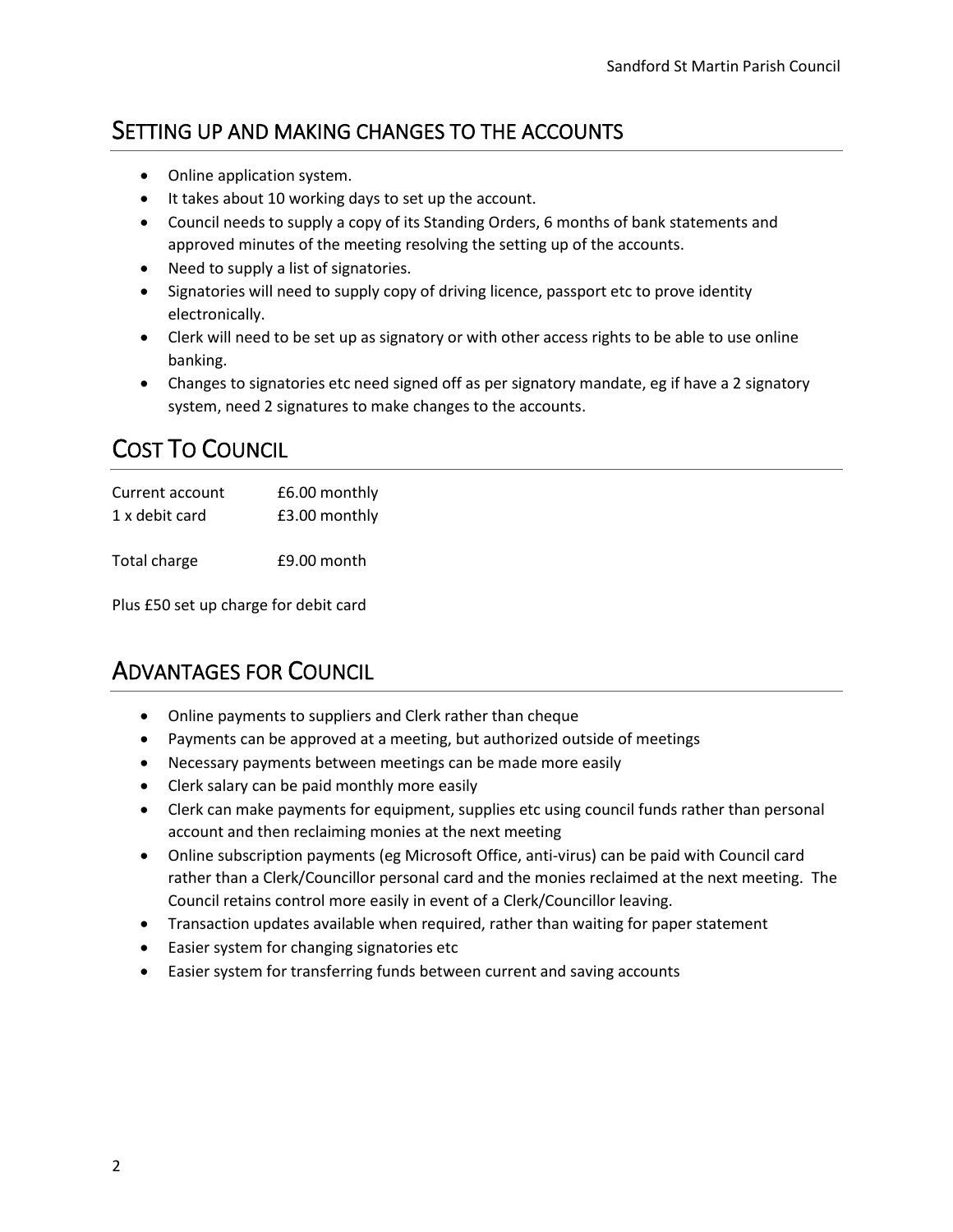## SETTING UP AND MAKING CHANGES TO THE ACCOUNTS

- Online application system.
- It takes about 10 working days to set up the account.
- Council needs to supply a copy of its Standing Orders, 6 months of bank statements and approved minutes of the meeting resolving the setting up of the accounts.
- Need to supply a list of signatories.
- Signatories will need to supply copy of driving licence, passport etc to prove identity electronically.
- Clerk will need to be set up as signatory or with other access rights to be able to use online banking.
- Changes to signatories etc need signed off as per signatory mandate, eg if have a 2 signatory system, need 2 signatures to make changes to the accounts.

## COST TO COUNCIL

| | |
|---|---|
| Current account | £6.00 monthly |
| 1 x debit card | £3.00 monthly |
| Total charge | £9.00 month |

Plus £50 set up charge for debit card

## ADVANTAGES FOR COUNCIL

- Online payments to suppliers and Clerk rather than cheque
- Payments can be approved at a meeting, but authorized outside of meetings
- Necessary payments between meetings can be made more easily
- Clerk salary can be paid monthly more easily
- Clerk can make payments for equipment, supplies etc using council funds rather than personal account and then reclaiming monies at the next meeting
- Online subscription payments (eg Microsoft Office, anti-virus) can be paid with Council card rather than a Clerk/Councillor personal card and the monies reclaimed at the next meeting. The Council retains control more easily in event of a Clerk/Councillor leaving.
- Transaction updates available when required, rather than waiting for paper statement
- Easier system for changing signatories etc
- Easier system for transferring funds between current and saving accounts